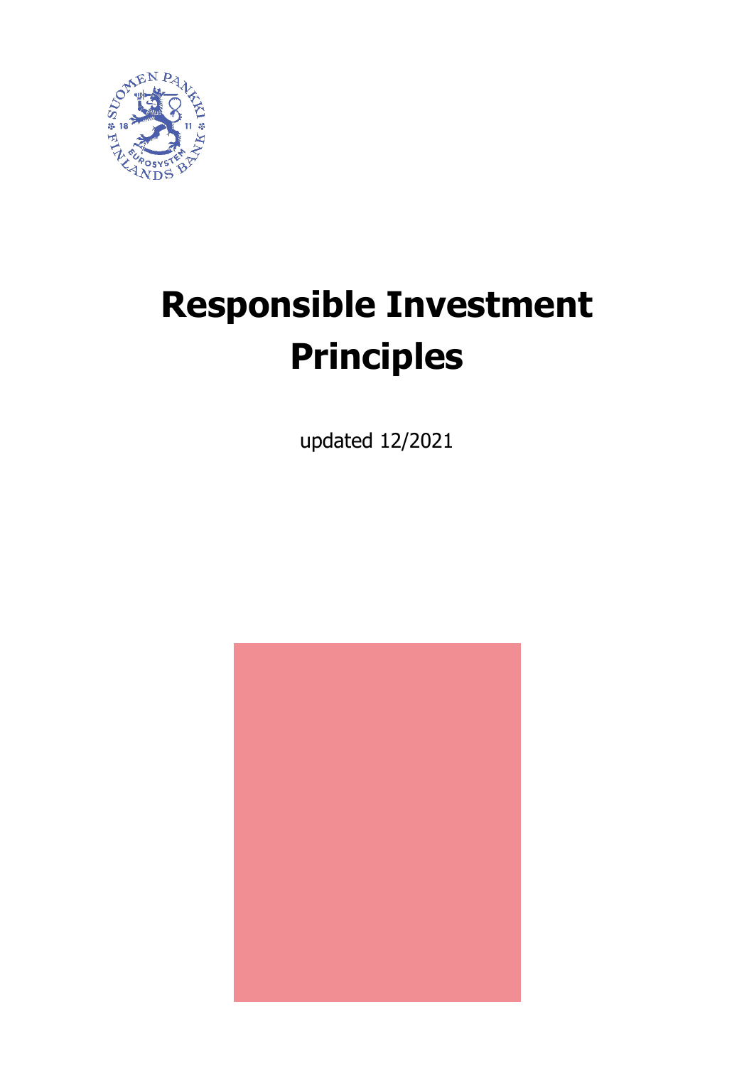# Responsible Investment Principles

updated 12/2021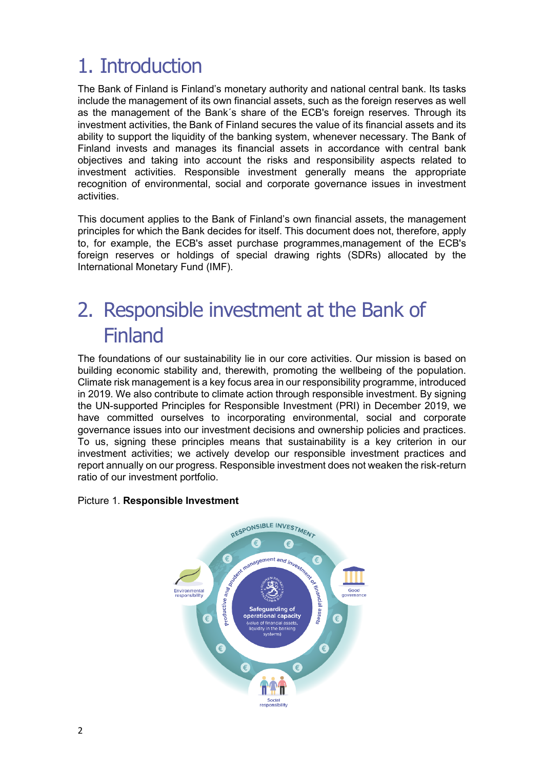# 1. Introduction

The Bank of Finland is Finland's monetary authority and national central bank. Its tasks include the management of its own financial assets, such as the foreign reserves as well as the management of the Bank´s share of the ECB's foreign reserves. Through its investment activities, the Bank of Finland secures the value of its financial assets and its ability to support the liquidity of the banking system, whenever necessary. The Bank of Finland invests and manages its financial assets in accordance with central bank objectives and taking into account the risks and responsibility aspects related to investment activities. Responsible investment generally means the appropriate recognition of environmental, social and corporate governance issues in investment activities.

This document applies to the Bank of Finland's own financial assets, the management principles for which the Bank decides for itself. This document does not, therefore, apply to, for example, the ECB's asset purchase programmes,management of the ECB's foreign reserves or holdings of special drawing rights (SDRs) allocated by the International Monetary Fund (IMF).

# 2. Responsible investment at the Bank of Finland

The foundations of our sustainability lie in our core activities. Our mission is based on building economic stability and, therewith, promoting the wellbeing of the population. Climate risk management is a key focus area in our responsibility programme, introduced in 2019. We also contribute to climate action through responsible investment. By signing the UN-supported Principles for Responsible Investment (PRI) in December 2019, we have committed ourselves to incorporating environmental, social and corporate governance issues into our investment decisions and ownership policies and practices. To us, signing these principles means that sustainability is a key criterion in our investment activities; we actively develop our responsible investment practices and report annually on our progress. Responsible investment does not weaken the risk-return ratio of our investment portfolio.

Picture 1. **Responsible Investment**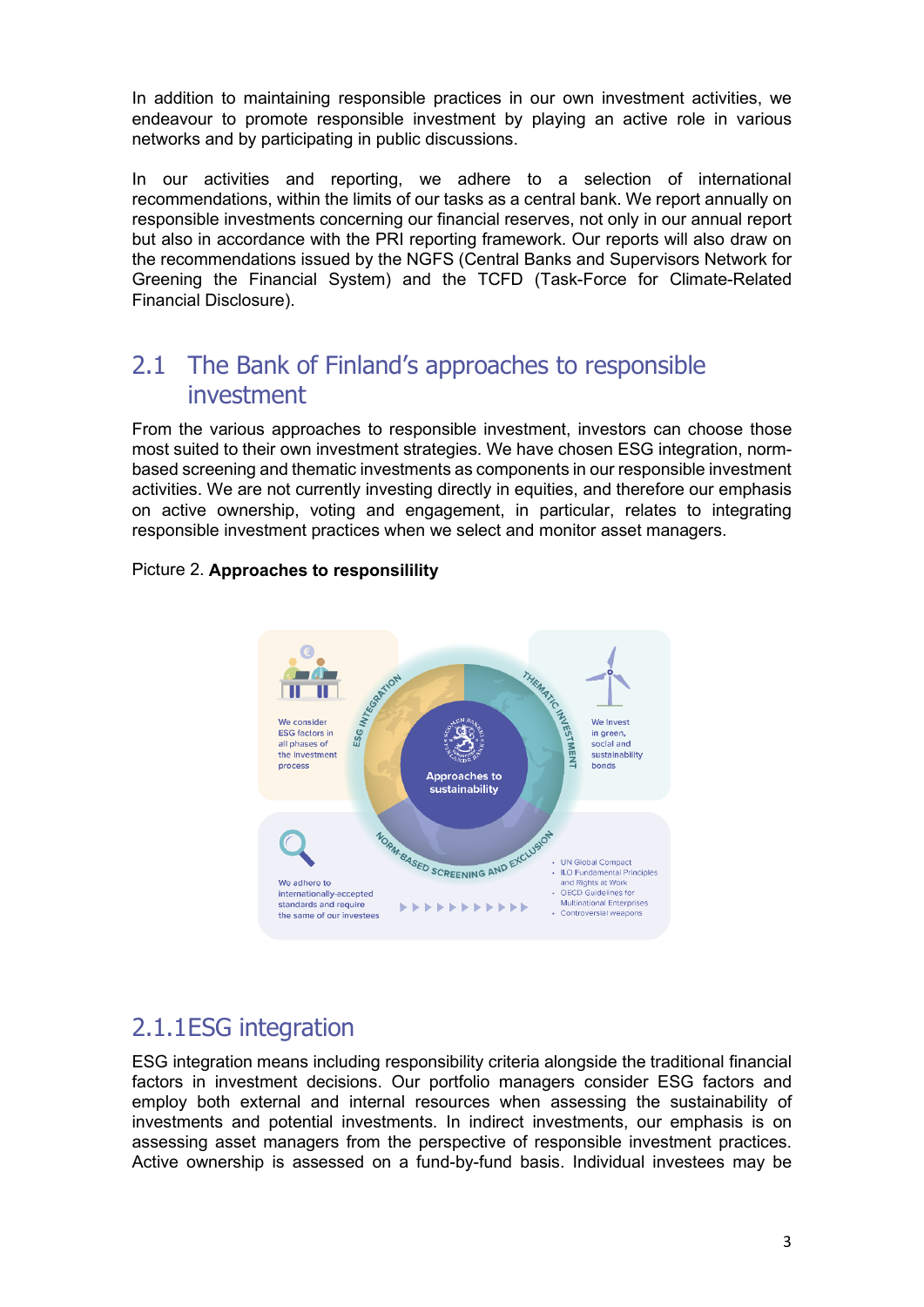In addition to maintaining responsible practices in our own investment activities, we endeavour to promote responsible investment by playing an active role in various networks and by participating in public discussions.

In our activities and reporting, we adhere to a selection of international recommendations, within the limits of our tasks as a central bank. We report annually on responsible investments concerning our financial reserves, not only in our annual report but also in accordance with the PRI reporting framework. Our reports will also draw on the recommendations issued by the NGFS (Central Banks and Supervisors Network for Greening the Financial System) and the TCFD (Task-Force for Climate-Related Financial Disclosure).

## 2.1 The Bank of Finland's approaches to responsible investment

From the various approaches to responsible investment, investors can choose those most suited to their own investment strategies. We have chosen ESG integration, norm-based screening and thematic investments as components in our responsible investment activities. We are not currently investing directly in equities, and therefore our emphasis on active ownership, voting and engagement, in particular, relates to integrating responsible investment practices when we select and monitor asset managers.

Picture 2. **Approaches to responsilility**

Approaches to sustainability

ESG INTEGRATION — We consider ESG factors in all phases of the investment process

THEMATIC INVESTMENT — We invest in green, social and sustainability bonds

NORM-BASED SCREENING AND EXCLUSION — We adhere to internationally-accepted standards and require the same of our investees

- UN Global Compact
- ILO Fundamental Principles and Rights at Work
- OECD Guidelines for Multinational Enterprises
- Controversial weapons

### 2.1.1 ESG integration

ESG integration means including responsibility criteria alongside the traditional financial factors in investment decisions. Our portfolio managers consider ESG factors and employ both external and internal resources when assessing the sustainability of investments and potential investments. In indirect investments, our emphasis is on assessing asset managers from the perspective of responsible investment practices. Active ownership is assessed on a fund-by-fund basis. Individual investees may be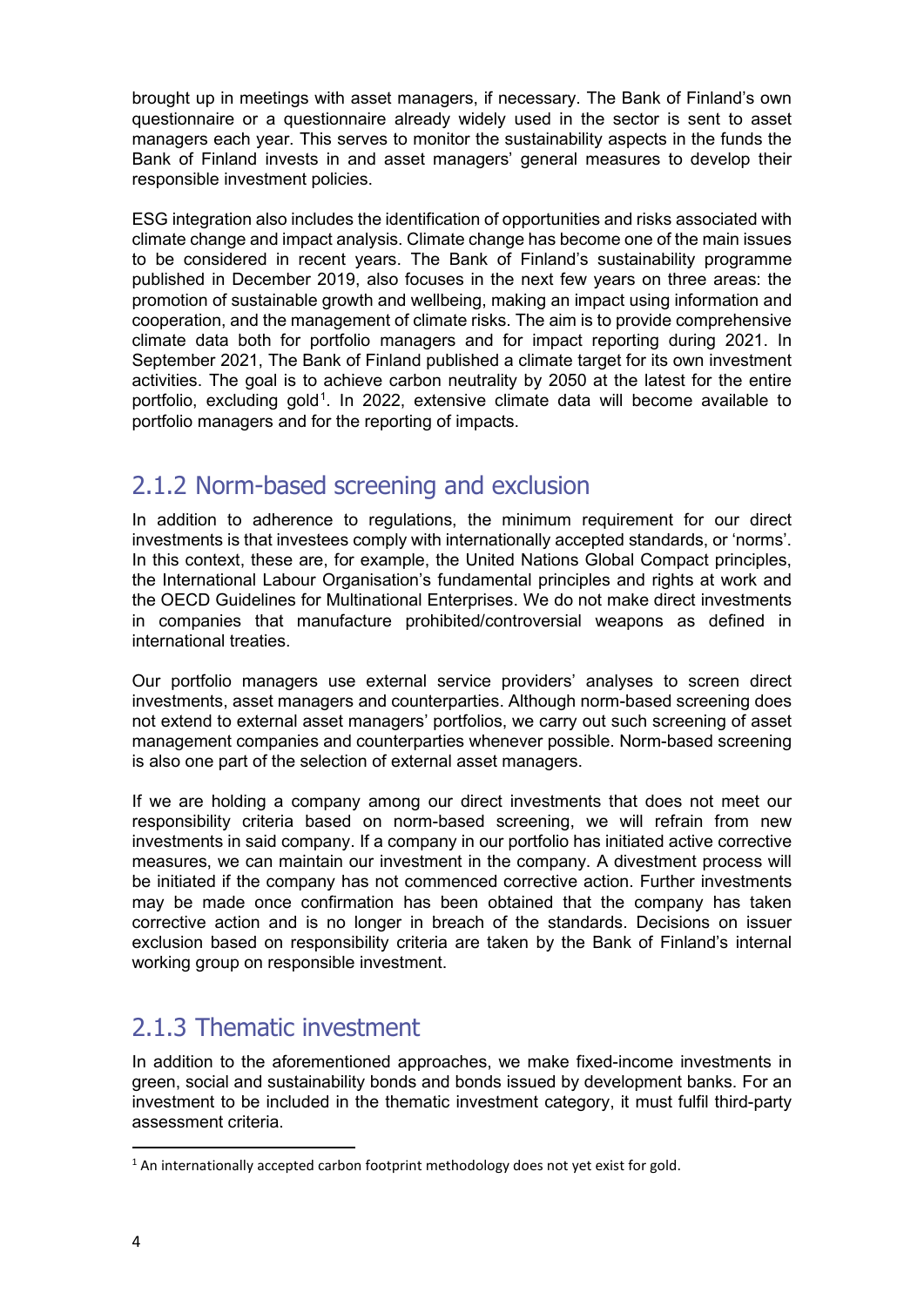brought up in meetings with asset managers, if necessary. The Bank of Finland's own questionnaire or a questionnaire already widely used in the sector is sent to asset managers each year. This serves to monitor the sustainability aspects in the funds the Bank of Finland invests in and asset managers' general measures to develop their responsible investment policies.

ESG integration also includes the identification of opportunities and risks associated with climate change and impact analysis. Climate change has become one of the main issues to be considered in recent years. The Bank of Finland's sustainability programme published in December 2019, also focuses in the next few years on three areas: the promotion of sustainable growth and wellbeing, making an impact using information and cooperation, and the management of climate risks. The aim is to provide comprehensive climate data both for portfolio managers and for impact reporting during 2021. In September 2021, The Bank of Finland published a climate target for its own investment activities. The goal is to achieve carbon neutrality by 2050 at the latest for the entire portfolio, excluding gold[1]. In 2022, extensive climate data will become available to portfolio managers and for the reporting of impacts.

### 2.1.2 Norm-based screening and exclusion

In addition to adherence to regulations, the minimum requirement for our direct investments is that investees comply with internationally accepted standards, or 'norms'. In this context, these are, for example, the United Nations Global Compact principles, the International Labour Organisation's fundamental principles and rights at work and the OECD Guidelines for Multinational Enterprises. We do not make direct investments in companies that manufacture prohibited/controversial weapons as defined in international treaties.

Our portfolio managers use external service providers' analyses to screen direct investments, asset managers and counterparties. Although norm-based screening does not extend to external asset managers' portfolios, we carry out such screening of asset management companies and counterparties whenever possible. Norm-based screening is also one part of the selection of external asset managers.

If we are holding a company among our direct investments that does not meet our responsibility criteria based on norm-based screening, we will refrain from new investments in said company. If a company in our portfolio has initiated active corrective measures, we can maintain our investment in the company. A divestment process will be initiated if the company has not commenced corrective action. Further investments may be made once confirmation has been obtained that the company has taken corrective action and is no longer in breach of the standards. Decisions on issuer exclusion based on responsibility criteria are taken by the Bank of Finland's internal working group on responsible investment.

### 2.1.3 Thematic investment

In addition to the aforementioned approaches, we make fixed-income investments in green, social and sustainability bonds and bonds issued by development banks. For an investment to be included in the thematic investment category, it must fulfil third-party assessment criteria.

[1] An internationally accepted carbon footprint methodology does not yet exist for gold.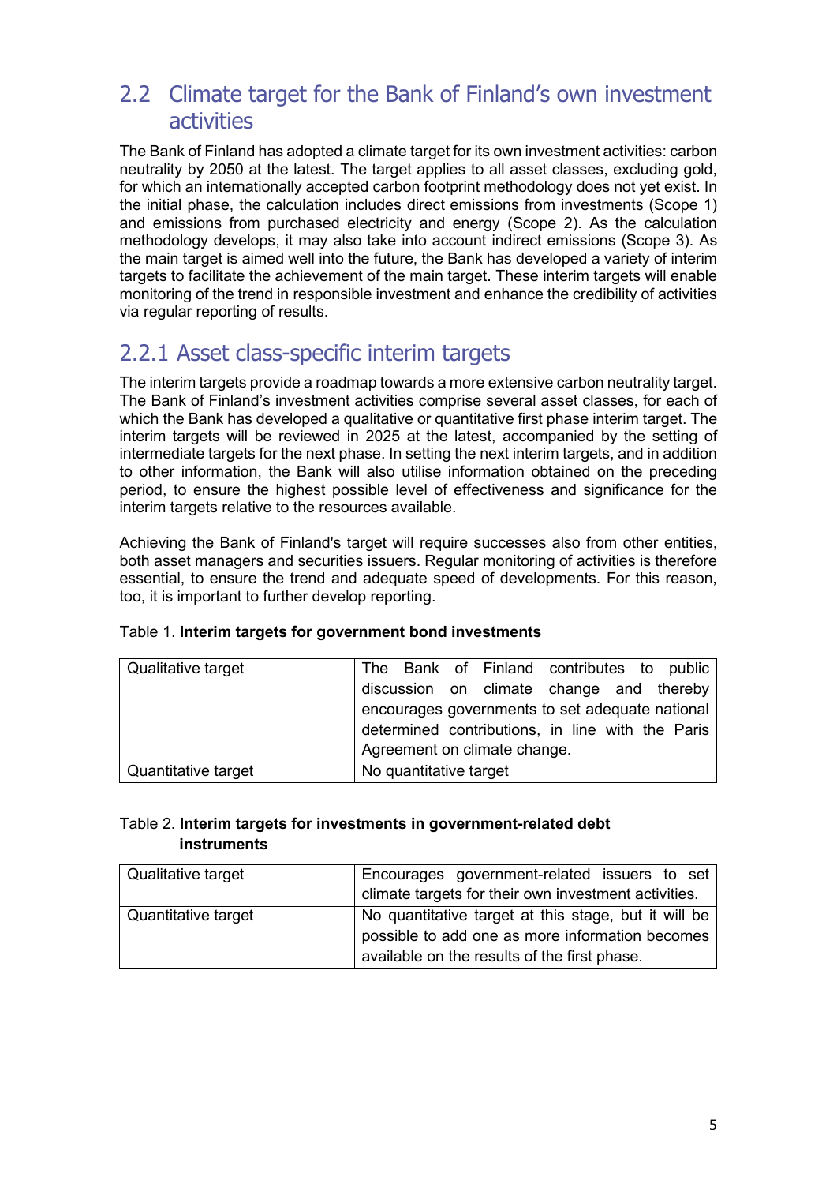## 2.2 Climate target for the Bank of Finland's own investment activities

The Bank of Finland has adopted a climate target for its own investment activities: carbon neutrality by 2050 at the latest. The target applies to all asset classes, excluding gold, for which an internationally accepted carbon footprint methodology does not yet exist. In the initial phase, the calculation includes direct emissions from investments (Scope 1) and emissions from purchased electricity and energy (Scope 2). As the calculation methodology develops, it may also take into account indirect emissions (Scope 3). As the main target is aimed well into the future, the Bank has developed a variety of interim targets to facilitate the achievement of the main target. These interim targets will enable monitoring of the trend in responsible investment and enhance the credibility of activities via regular reporting of results.

### 2.2.1 Asset class-specific interim targets

The interim targets provide a roadmap towards a more extensive carbon neutrality target. The Bank of Finland's investment activities comprise several asset classes, for each of which the Bank has developed a qualitative or quantitative first phase interim target. The interim targets will be reviewed in 2025 at the latest, accompanied by the setting of intermediate targets for the next phase. In setting the next interim targets, and in addition to other information, the Bank will also utilise information obtained on the preceding period, to ensure the highest possible level of effectiveness and significance for the interim targets relative to the resources available.

Achieving the Bank of Finland's target will require successes also from other entities, both asset managers and securities issuers. Regular monitoring of activities is therefore essential, to ensure the trend and adequate speed of developments. For this reason, too, it is important to further develop reporting.

Table 1. **Interim targets for government bond investments**

| | |
|---|---|
| Qualitative target | The Bank of Finland contributes to public discussion on climate change and thereby encourages governments to set adequate national determined contributions, in line with the Paris Agreement on climate change. |
| Quantitative target | No quantitative target |

Table 2. **Interim targets for investments in government-related debt instruments**

| | |
|---|---|
| Qualitative target | Encourages government-related issuers to set climate targets for their own investment activities. |
| Quantitative target | No quantitative target at this stage, but it will be possible to add one as more information becomes available on the results of the first phase. |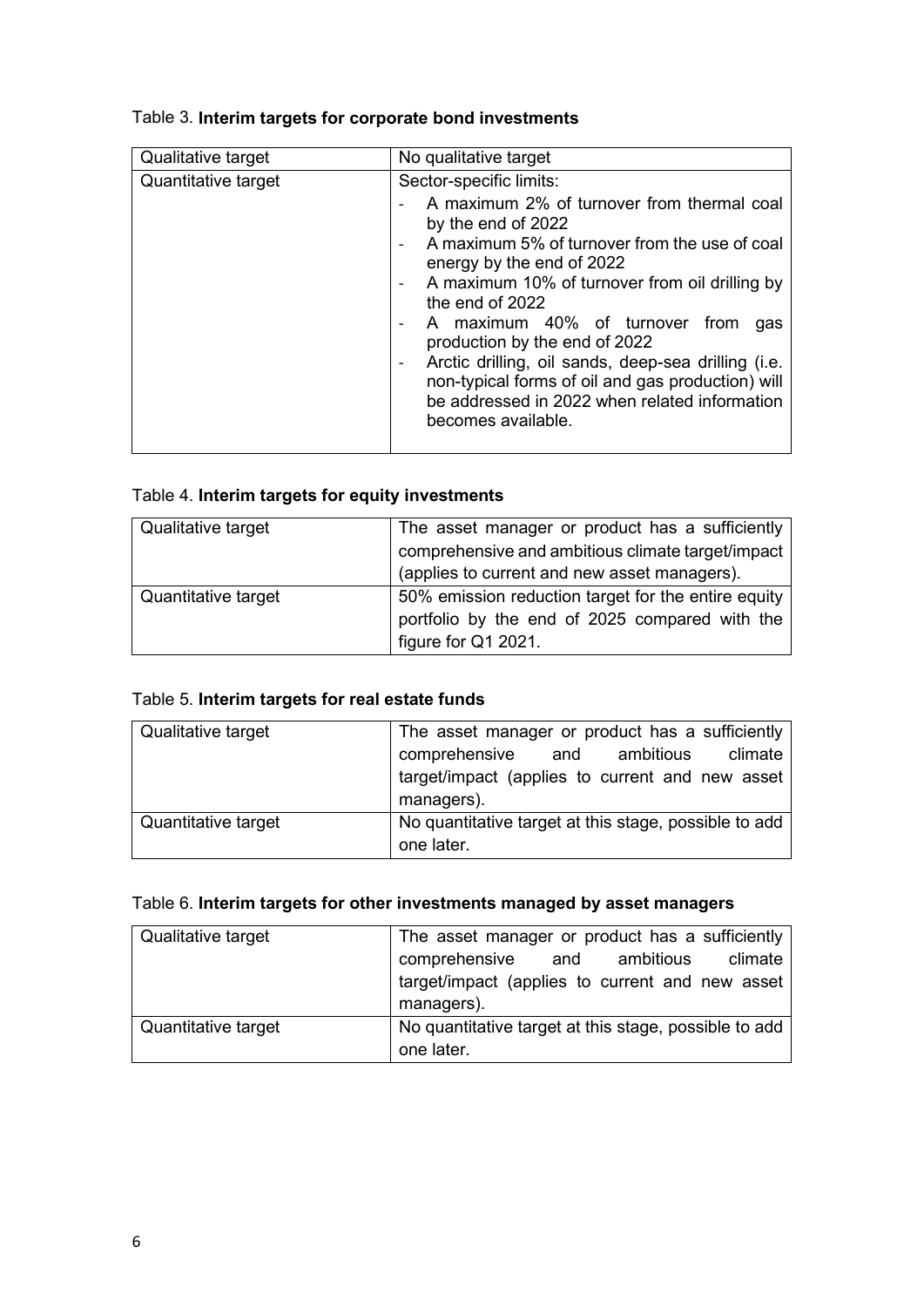Table 3. **Interim targets for corporate bond investments**

| Qualitative target | No qualitative target |
|---|---|
| Quantitative target | Sector-specific limits:<br>- A maximum 2% of turnover from thermal coal by the end of 2022<br>- A maximum 5% of turnover from the use of coal energy by the end of 2022<br>- A maximum 10% of turnover from oil drilling by the end of 2022<br>- A maximum 40% of turnover from gas production by the end of 2022<br>- Arctic drilling, oil sands, deep-sea drilling (i.e. non-typical forms of oil and gas production) will be addressed in 2022 when related information becomes available. |

Table 4. **Interim targets for equity investments**

| Qualitative target | The asset manager or product has a sufficiently comprehensive and ambitious climate target/impact (applies to current and new asset managers). |
|---|---|
| Quantitative target | 50% emission reduction target for the entire equity portfolio by the end of 2025 compared with the figure for Q1 2021. |

Table 5. **Interim targets for real estate funds**

| Qualitative target | The asset manager or product has a sufficiently comprehensive and ambitious climate target/impact (applies to current and new asset managers). |
|---|---|
| Quantitative target | No quantitative target at this stage, possible to add one later. |

Table 6. **Interim targets for other investments managed by asset managers**

| Qualitative target | The asset manager or product has a sufficiently comprehensive and ambitious climate target/impact (applies to current and new asset managers). |
|---|---|
| Quantitative target | No quantitative target at this stage, possible to add one later. |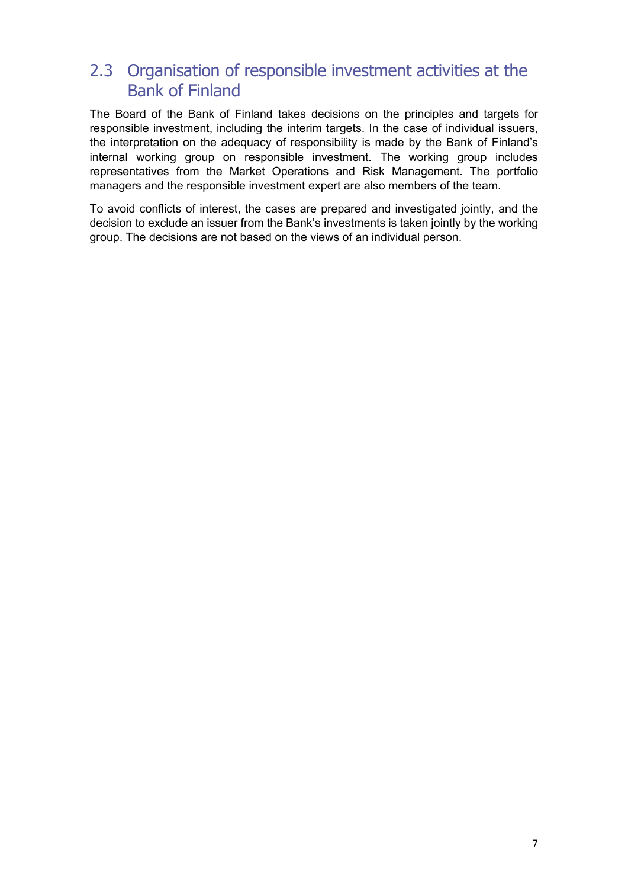## 2.3 Organisation of responsible investment activities at the Bank of Finland

The Board of the Bank of Finland takes decisions on the principles and targets for responsible investment, including the interim targets. In the case of individual issuers, the interpretation on the adequacy of responsibility is made by the Bank of Finland's internal working group on responsible investment. The working group includes representatives from the Market Operations and Risk Management. The portfolio managers and the responsible investment expert are also members of the team.

To avoid conflicts of interest, the cases are prepared and investigated jointly, and the decision to exclude an issuer from the Bank's investments is taken jointly by the working group. The decisions are not based on the views of an individual person.